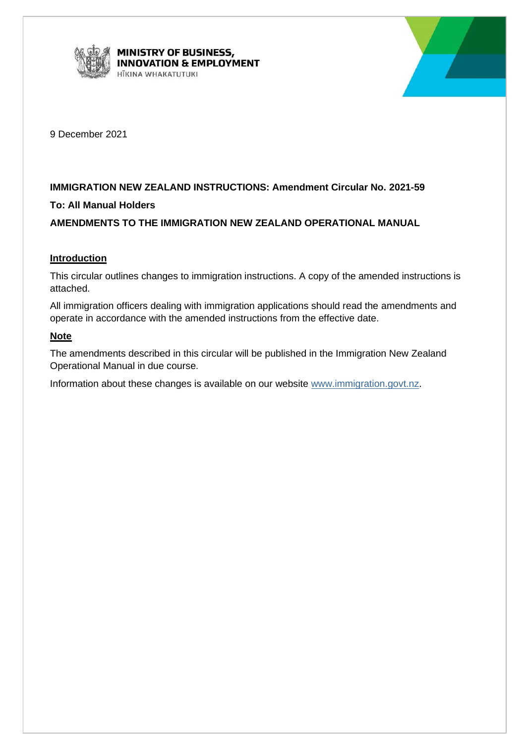**MINISTRY OF BUSINESS, INNOVATION & EMPLOYMENT**
HĪKINA WHAKATUTUKI

9 December 2021

**IMMIGRATION NEW ZEALAND INSTRUCTIONS: Amendment Circular No. 2021-59**

**To: All Manual Holders**

**AMENDMENTS TO THE IMMIGRATION NEW ZEALAND OPERATIONAL MANUAL**

## Introduction

This circular outlines changes to immigration instructions. A copy of the amended instructions is attached.

All immigration officers dealing with immigration applications should read the amendments and operate in accordance with the amended instructions from the effective date.

## Note

The amendments described in this circular will be published in the Immigration New Zealand Operational Manual in due course.

Information about these changes is available on our website www.immigration.govt.nz.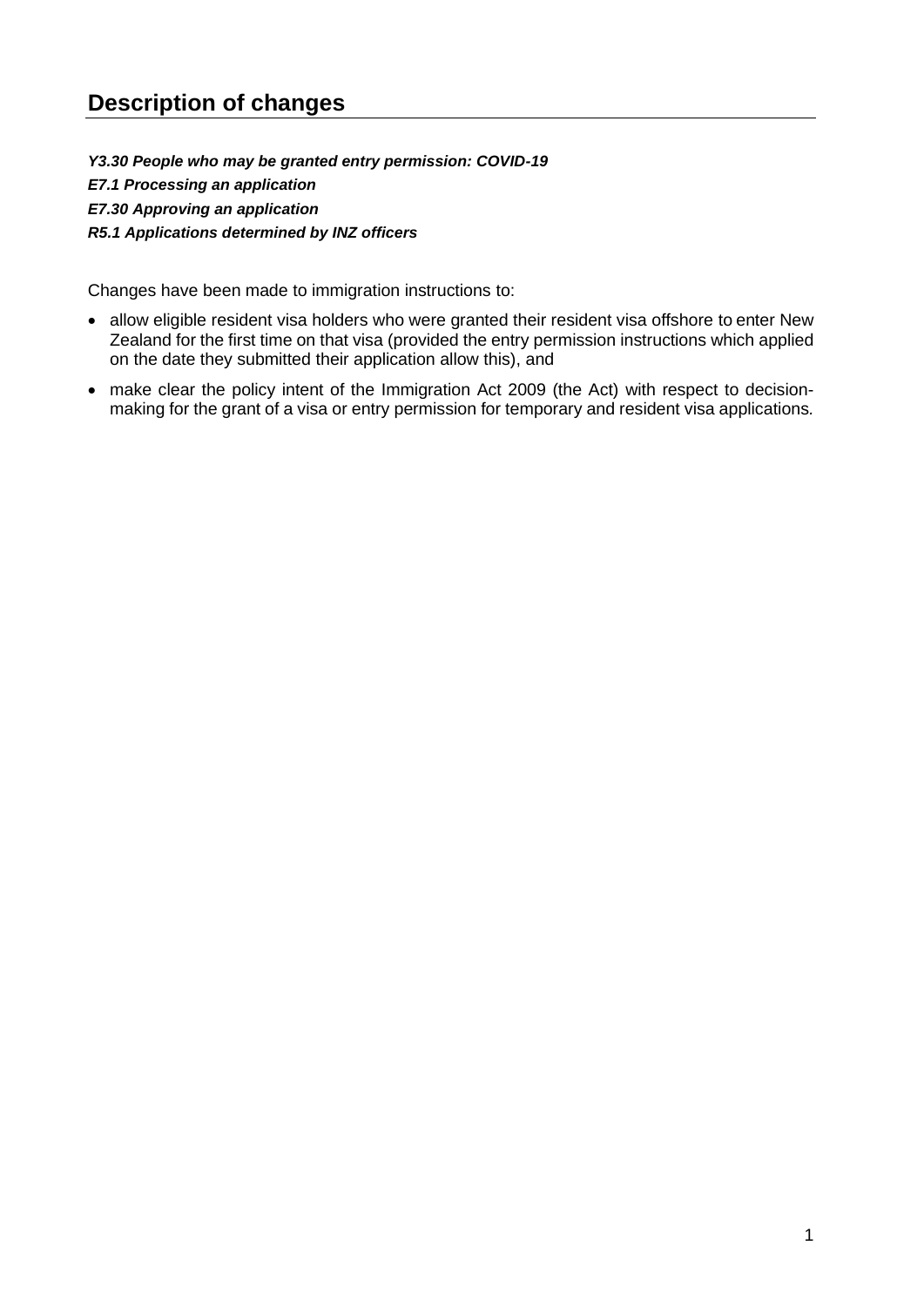## Description of changes

***Y3.30 People who may be granted entry permission: COVID-19***

***E7.1 Processing an application***

***E7.30 Approving an application***

***R5.1 Applications determined by INZ officers***

Changes have been made to immigration instructions to:

- allow eligible resident visa holders who were granted their resident visa offshore to enter New Zealand for the first time on that visa (provided the entry permission instructions which applied on the date they submitted their application allow this), and
- make clear the policy intent of the Immigration Act 2009 (the Act) with respect to decision-making for the grant of a visa or entry permission for temporary and resident visa applications.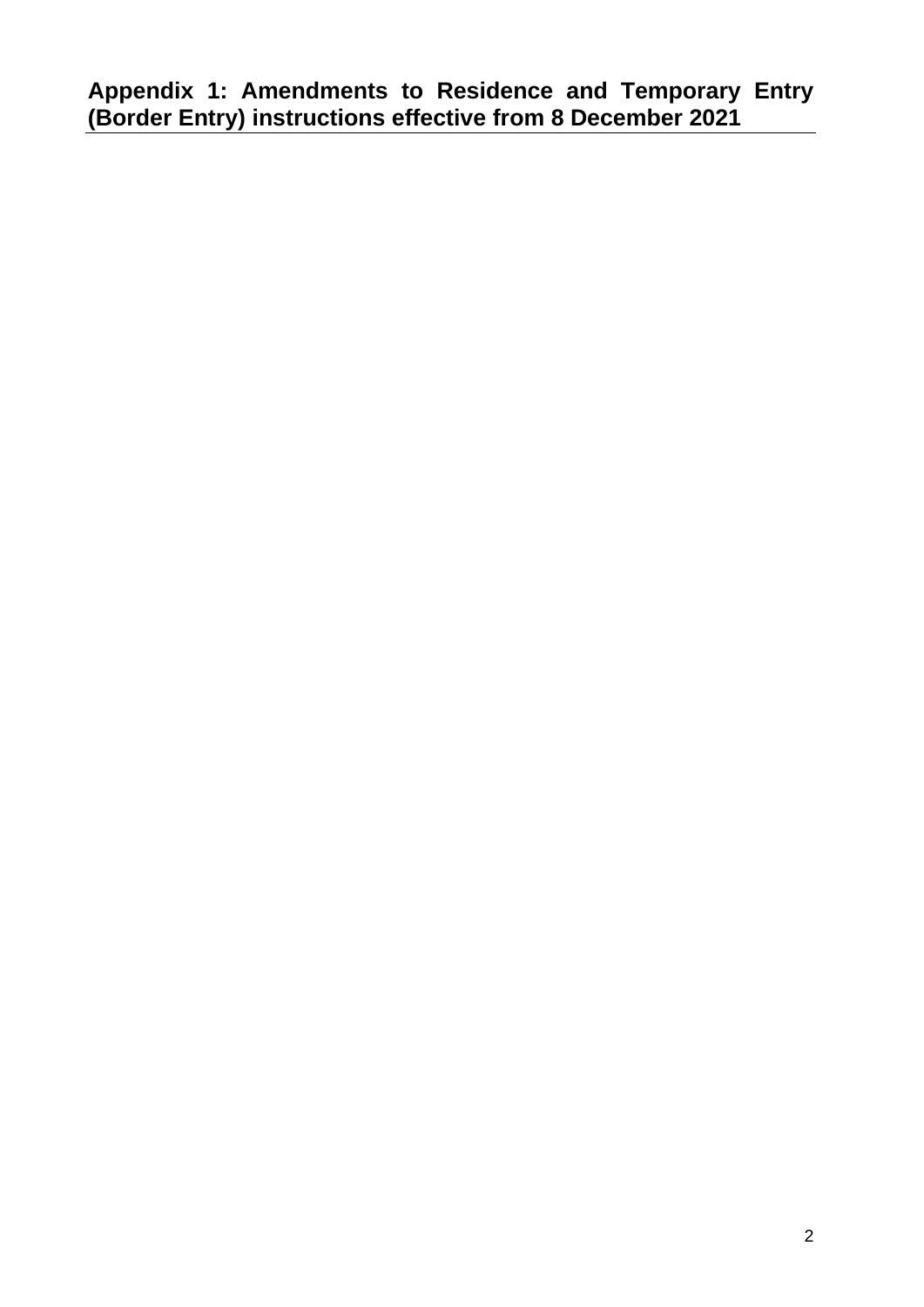## Appendix 1: Amendments to Residence and Temporary Entry (Border Entry) instructions effective from 8 December 2021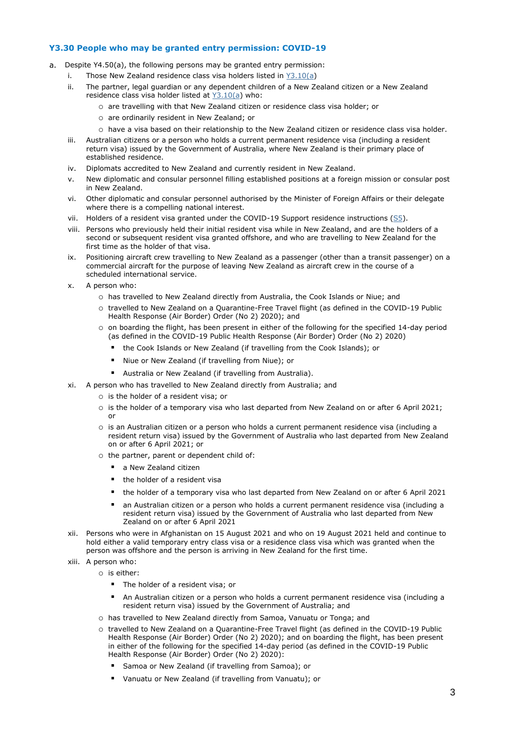### Y3.30 People who may be granted entry permission: COVID-19

a. Despite Y4.50(a), the following persons may be granted entry permission:

   i. Those New Zealand residence class visa holders listed in [Y3.10(a)](#)
   ii. The partner, legal guardian or any dependent children of a New Zealand citizen or a New Zealand residence class visa holder listed at [Y3.10(a)](#) who:
      - are travelling with that New Zealand citizen or residence class visa holder; or
      - are ordinarily resident in New Zealand; or
      - have a visa based on their relationship to the New Zealand citizen or residence class visa holder.
   iii. Australian citizens or a person who holds a current permanent residence visa (including a resident return visa) issued by the Government of Australia, where New Zealand is their primary place of established residence.
   iv. Diplomats accredited to New Zealand and currently resident in New Zealand.
   v. New diplomatic and consular personnel filling established positions at a foreign mission or consular post in New Zealand.
   vi. Other diplomatic and consular personnel authorised by the Minister of Foreign Affairs or their delegate where there is a compelling national interest.
   vii. Holders of a resident visa granted under the COVID-19 Support residence instructions ([S5](#)).
   viii. Persons who previously held their initial resident visa while in New Zealand, and are the holders of a second or subsequent resident visa granted offshore, and who are travelling to New Zealand for the first time as the holder of that visa.
   ix. Positioning aircraft crew travelling to New Zealand as a passenger (other than a transit passenger) on a commercial aircraft for the purpose of leaving New Zealand as aircraft crew in the course of a scheduled international service.
   x. A person who:
      - has travelled to New Zealand directly from Australia, the Cook Islands or Niue; and
      - travelled to New Zealand on a Quarantine-Free Travel flight (as defined in the COVID-19 Public Health Response (Air Border) Order (No 2) 2020); and
      - on boarding the flight, has been present in either of the following for the specified 14-day period (as defined in the COVID-19 Public Health Response (Air Border) Order (No 2) 2020)
         - the Cook Islands or New Zealand (if travelling from the Cook Islands); or
         - Niue or New Zealand (if travelling from Niue); or
         - Australia or New Zealand (if travelling from Australia).
   xi. A person who has travelled to New Zealand directly from Australia; and
      - is the holder of a resident visa; or
      - is the holder of a temporary visa who last departed from New Zealand on or after 6 April 2021; or
      - is an Australian citizen or a person who holds a current permanent residence visa (including a resident return visa) issued by the Government of Australia who last departed from New Zealand on or after 6 April 2021; or
      - the partner, parent or dependent child of:
         - a New Zealand citizen
         - the holder of a resident visa
         - the holder of a temporary visa who last departed from New Zealand on or after 6 April 2021
         - an Australian citizen or a person who holds a current permanent residence visa (including a resident return visa) issued by the Government of Australia who last departed from New Zealand on or after 6 April 2021
   xii. Persons who were in Afghanistan on 15 August 2021 and who on 19 August 2021 held and continue to hold either a valid temporary entry class visa or a residence class visa which was granted when the person was offshore and the person is arriving in New Zealand for the first time.
   xiii. A person who:
      - is either:
         - The holder of a resident visa; or
         - An Australian citizen or a person who holds a current permanent residence visa (including a resident return visa) issued by the Government of Australia; and
      - has travelled to New Zealand directly from Samoa, Vanuatu or Tonga; and
      - travelled to New Zealand on a Quarantine-Free Travel flight (as defined in the COVID-19 Public Health Response (Air Border) Order (No 2) 2020); and on boarding the flight, has been present in either of the following for the specified 14-day period (as defined in the COVID-19 Public Health Response (Air Border) Order (No 2) 2020):
         - Samoa or New Zealand (if travelling from Samoa); or
         - Vanuatu or New Zealand (if travelling from Vanuatu); or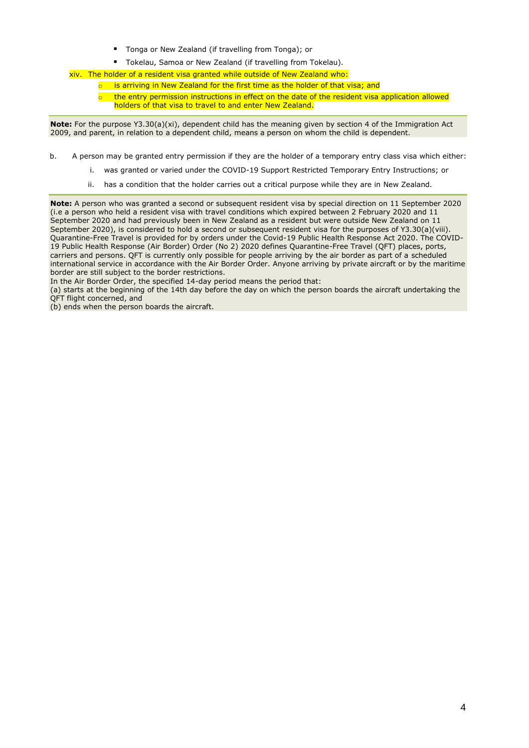- Tonga or New Zealand (if travelling from Tonga); or
- Tokelau, Samoa or New Zealand (if travelling from Tokelau).

xiv. The holder of a resident visa granted while outside of New Zealand who:

- is arriving in New Zealand for the first time as the holder of that visa; and
- the entry permission instructions in effect on the date of the resident visa application allowed holders of that visa to travel to and enter New Zealand.

**Note:** For the purpose Y3.30(a)(xi), dependent child has the meaning given by section 4 of the Immigration Act 2009, and parent, in relation to a dependent child, means a person on whom the child is dependent.

b. A person may be granted entry permission if they are the holder of a temporary entry class visa which either:

   i. was granted or varied under the COVID-19 Support Restricted Temporary Entry Instructions; or

   ii. has a condition that the holder carries out a critical purpose while they are in New Zealand.

**Note:** A person who was granted a second or subsequent resident visa by special direction on 11 September 2020 (i.e a person who held a resident visa with travel conditions which expired between 2 February 2020 and 11 September 2020 and had previously been in New Zealand as a resident but were outside New Zealand on 11 September 2020), is considered to hold a second or subsequent resident visa for the purposes of Y3.30(a)(viii). Quarantine-Free Travel is provided for by orders under the Covid-19 Public Health Response Act 2020. The COVID-19 Public Health Response (Air Border) Order (No 2) 2020 defines Quarantine-Free Travel (QFT) places, ports, carriers and persons. QFT is currently only possible for people arriving by the air border as part of a scheduled international service in accordance with the Air Border Order. Anyone arriving by private aircraft or by the maritime border are still subject to the border restrictions.
In the Air Border Order, the specified 14-day period means the period that:
(a) starts at the beginning of the 14th day before the day on which the person boards the aircraft undertaking the QFT flight concerned, and
(b) ends when the person boards the aircraft.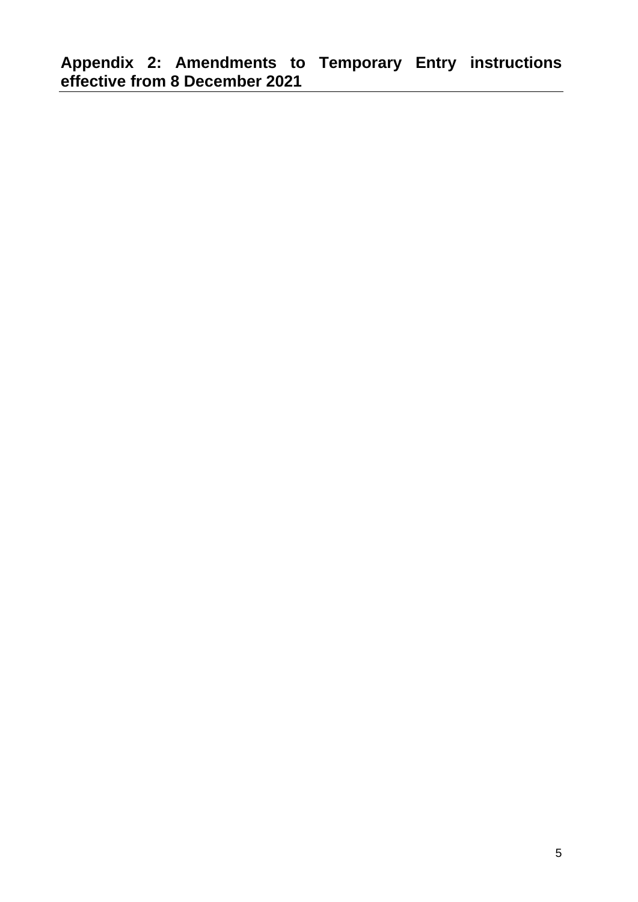## Appendix 2: Amendments to Temporary Entry instructions effective from 8 December 2021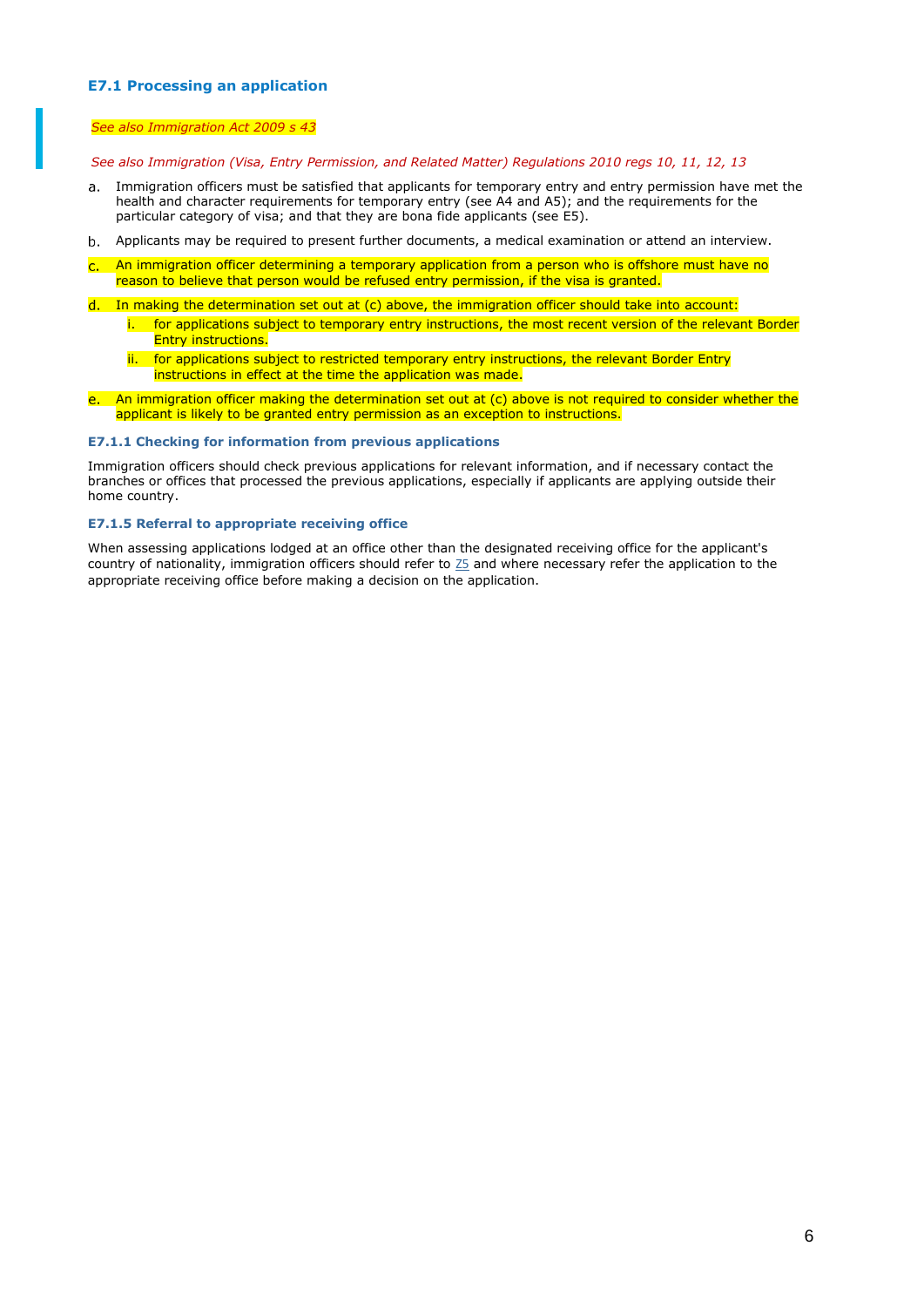## E7.1 Processing an application

*See also Immigration Act 2009 s 43*

*See also Immigration (Visa, Entry Permission, and Related Matter) Regulations 2010 regs 10, 11, 12, 13*

a. Immigration officers must be satisfied that applicants for temporary entry and entry permission have met the health and character requirements for temporary entry (see A4 and A5); and the requirements for the particular category of visa; and that they are bona fide applicants (see E5).

b. Applicants may be required to present further documents, a medical examination or attend an interview.

c. An immigration officer determining a temporary application from a person who is offshore must have no reason to believe that person would be refused entry permission, if the visa is granted.

d. In making the determination set out at (c) above, the immigration officer should take into account:
   i. for applications subject to temporary entry instructions, the most recent version of the relevant Border Entry instructions.
   ii. for applications subject to restricted temporary entry instructions, the relevant Border Entry instructions in effect at the time the application was made.

e. An immigration officer making the determination set out at (c) above is not required to consider whether the applicant is likely to be granted entry permission as an exception to instructions.

### E7.1.1 Checking for information from previous applications

Immigration officers should check previous applications for relevant information, and if necessary contact the branches or offices that processed the previous applications, especially if applicants are applying outside their home country.

### E7.1.5 Referral to appropriate receiving office

When assessing applications lodged at an office other than the designated receiving office for the applicant's country of nationality, immigration officers should refer to Z5 and where necessary refer the application to the appropriate receiving office before making a decision on the application.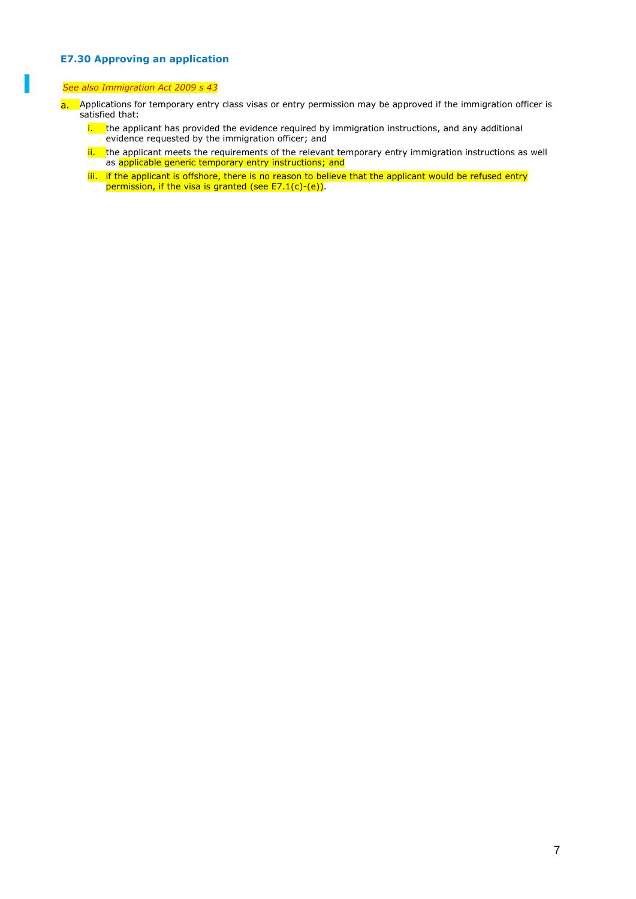### E7.30 Approving an application

*See also Immigration Act 2009 s 43*

a. Applications for temporary entry class visas or entry permission may be approved if the immigration officer is satisfied that:

   i. the applicant has provided the evidence required by immigration instructions, and any additional evidence requested by the immigration officer; and

   ii. the applicant meets the requirements of the relevant temporary entry immigration instructions as well as applicable generic temporary entry instructions; and

   iii. if the applicant is offshore, there is no reason to believe that the applicant would be refused entry permission, if the visa is granted (see E7.1(c)-(e)).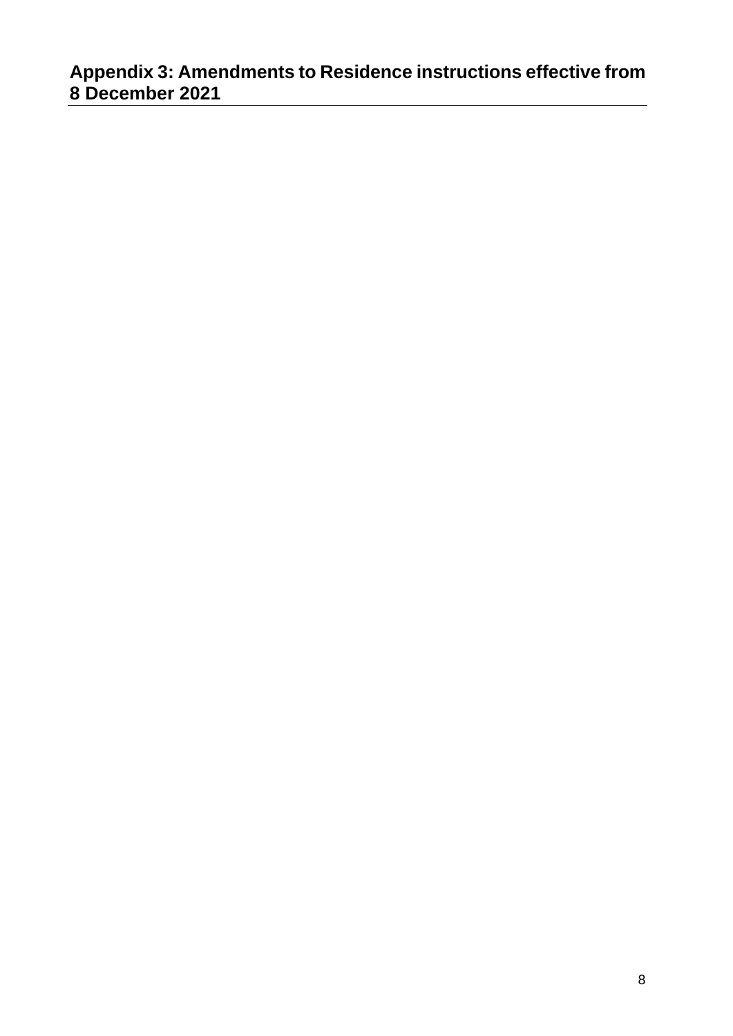## Appendix 3: Amendments to Residence instructions effective from 8 December 2021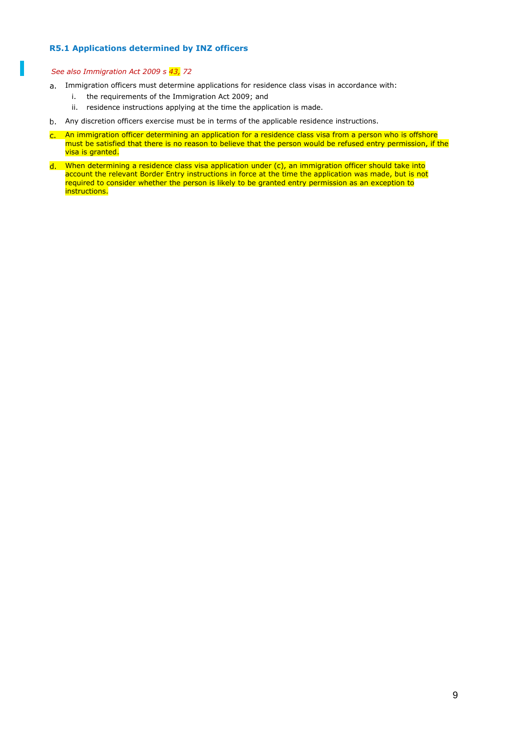### R5.1 Applications determined by INZ officers

*See also Immigration Act 2009 s 43, 72*

a. Immigration officers must determine applications for residence class visas in accordance with:

   i. the requirements of the Immigration Act 2009; and

   ii. residence instructions applying at the time the application is made.

b. Any discretion officers exercise must be in terms of the applicable residence instructions.

c. An immigration officer determining an application for a residence class visa from a person who is offshore must be satisfied that there is no reason to believe that the person would be refused entry permission, if the visa is granted.

d. When determining a residence class visa application under (c), an immigration officer should take into account the relevant Border Entry instructions in force at the time the application was made, but is not required to consider whether the person is likely to be granted entry permission as an exception to instructions.